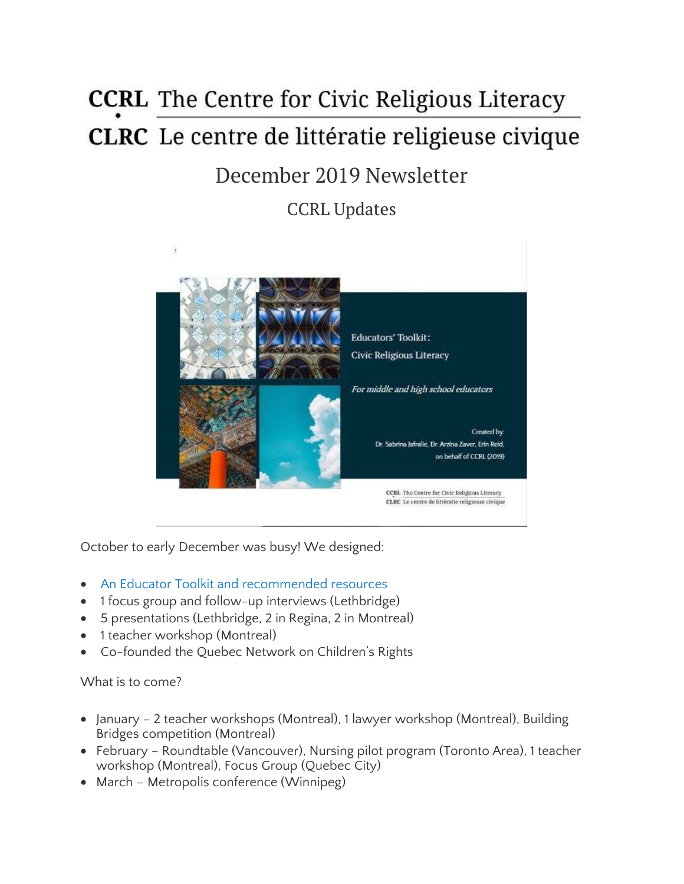# CCRL The Centre for Civic Religious Literacy
# CLRC Le centre de littératie religieuse civique

## December 2019 Newsletter

### CCRL Updates

Educators' Toolkit:
Civic Religious Literacy

*For middle and high school educators*

Created by:
Dr. Sabrina Jafralie, Dr. Arzina Zaver, Erin Reid,
on behalf of CCRL (2019)

CCRL The Centre for Civic Religious Literacy
CLRC Le centre de littératie religieuse civique

October to early December was busy! We designed:

- An Educator Toolkit and recommended resources
- 1 focus group and follow-up interviews (Lethbridge)
- 5 presentations (Lethbridge, 2 in Regina, 2 in Montreal)
- 1 teacher workshop (Montreal)
- Co-founded the Quebec Network on Children's Rights

What is to come?

- January – 2 teacher workshops (Montreal), 1 lawyer workshop (Montreal), Building Bridges competition (Montreal)
- February – Roundtable (Vancouver), Nursing pilot program (Toronto Area), 1 teacher workshop (Montreal), Focus Group (Quebec City)
- March – Metropolis conference (Winnipeg)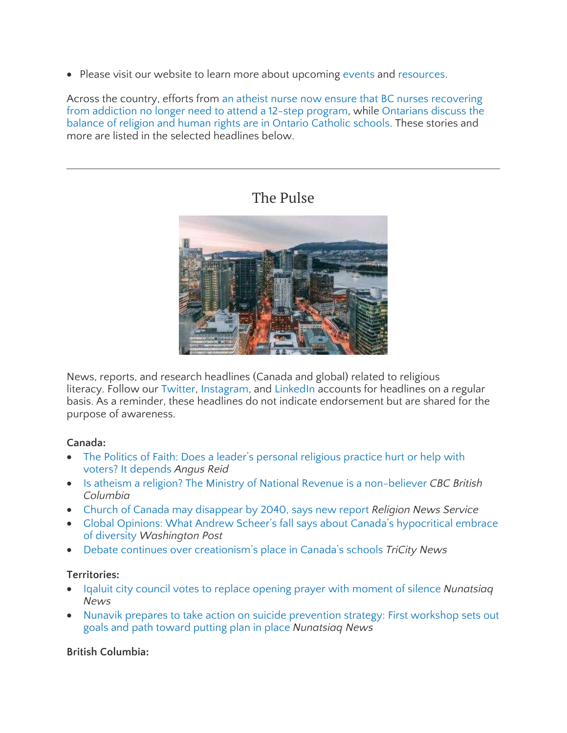- Please visit our website to learn more about upcoming events and resources.

Across the country, efforts from an atheist nurse now ensure that BC nurses recovering from addiction no longer need to attend a 12-step program, while Ontarians discuss the balance of religion and human rights are in Ontario Catholic schools. These stories and more are listed in the selected headlines below.

---

## The Pulse

News, reports, and research headlines (Canada and global) related to religious literacy. Follow our Twitter, Instagram, and LinkedIn accounts for headlines on a regular basis. As a reminder, these headlines do not indicate endorsement but are shared for the purpose of awareness.

**Canada:**

- The Politics of Faith: Does a leader's personal religious practice hurt or help with voters? It depends *Angus Reid*
- Is atheism a religion? The Ministry of National Revenue is a non-believer *CBC British Columbia*
- Church of Canada may disappear by 2040, says new report *Religion News Service*
- Global Opinions: What Andrew Scheer's fall says about Canada's hypocritical embrace of diversity *Washington Post*
- Debate continues over creationism's place in Canada's schools *TriCity News*

**Territories:**

- Iqaluit city council votes to replace opening prayer with moment of silence *Nunatsiaq News*
- Nunavik prepares to take action on suicide prevention strategy: First workshop sets out goals and path toward putting plan in place *Nunatsiaq News*

**British Columbia:**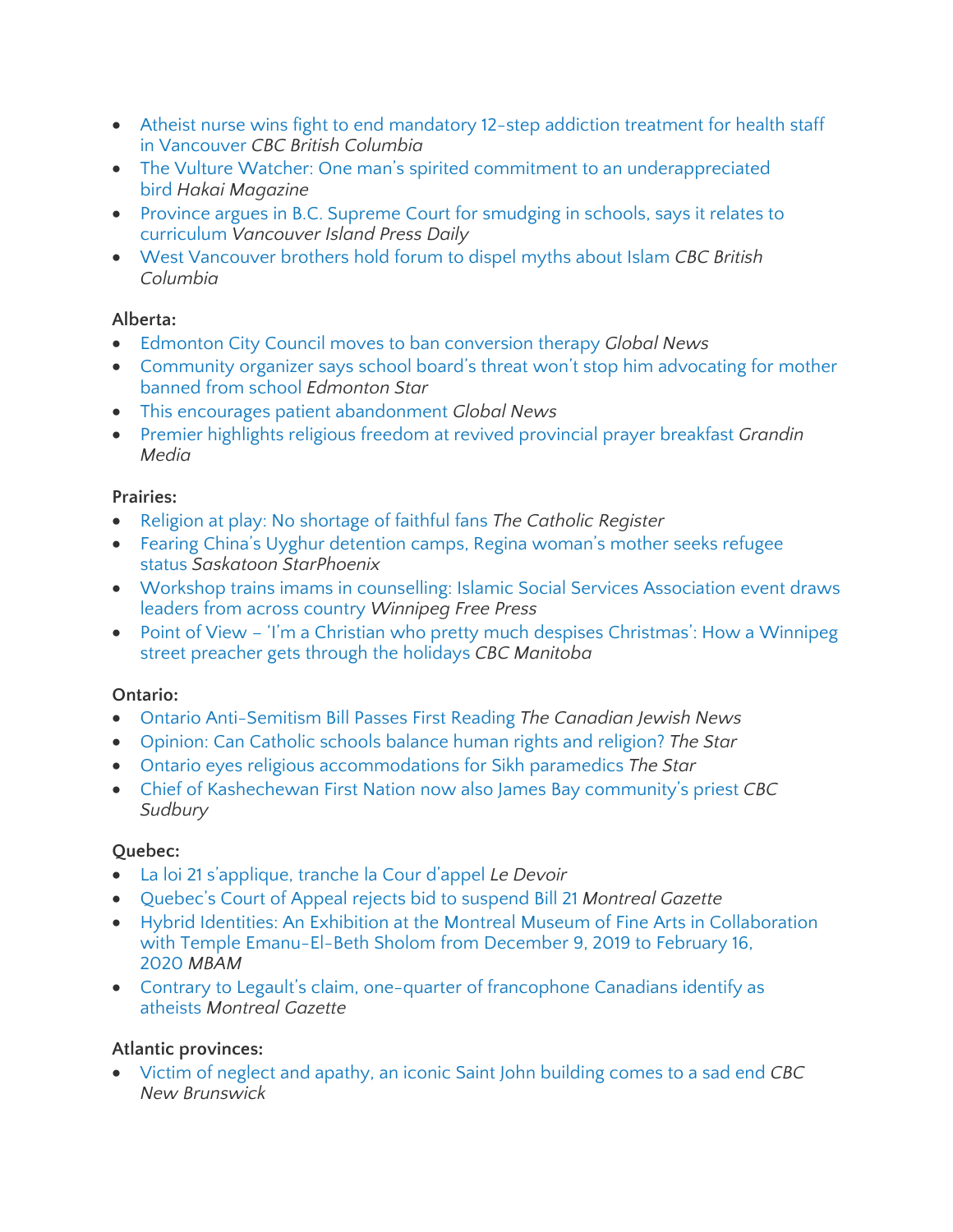- Atheist nurse wins fight to end mandatory 12-step addiction treatment for health staff in Vancouver *CBC British Columbia*
- The Vulture Watcher: One man's spirited commitment to an underappreciated bird *Hakai Magazine*
- Province argues in B.C. Supreme Court for smudging in schools, says it relates to curriculum *Vancouver Island Press Daily*
- West Vancouver brothers hold forum to dispel myths about Islam *CBC British Columbia*

**Alberta:**

- Edmonton City Council moves to ban conversion therapy *Global News*
- Community organizer says school board's threat won't stop him advocating for mother banned from school *Edmonton Star*
- This encourages patient abandonment *Global News*
- Premier highlights religious freedom at revived provincial prayer breakfast *Grandin Media*

**Prairies:**

- Religion at play: No shortage of faithful fans *The Catholic Register*
- Fearing China's Uyghur detention camps, Regina woman's mother seeks refugee status *Saskatoon StarPhoenix*
- Workshop trains imams in counselling: Islamic Social Services Association event draws leaders from across country *Winnipeg Free Press*
- Point of View – 'I'm a Christian who pretty much despises Christmas': How a Winnipeg street preacher gets through the holidays *CBC Manitoba*

**Ontario:**

- Ontario Anti-Semitism Bill Passes First Reading *The Canadian Jewish News*
- Opinion: Can Catholic schools balance human rights and religion? *The Star*
- Ontario eyes religious accommodations for Sikh paramedics *The Star*
- Chief of Kashechewan First Nation now also James Bay community's priest *CBC Sudbury*

**Quebec:**

- La loi 21 s'applique, tranche la Cour d'appel *Le Devoir*
- Quebec's Court of Appeal rejects bid to suspend Bill 21 *Montreal Gazette*
- Hybrid Identities: An Exhibition at the Montreal Museum of Fine Arts in Collaboration with Temple Emanu-El-Beth Sholom from December 9, 2019 to February 16, 2020 *MBAM*
- Contrary to Legault's claim, one-quarter of francophone Canadians identify as atheists *Montreal Gazette*

**Atlantic provinces:**

- Victim of neglect and apathy, an iconic Saint John building comes to a sad end *CBC New Brunswick*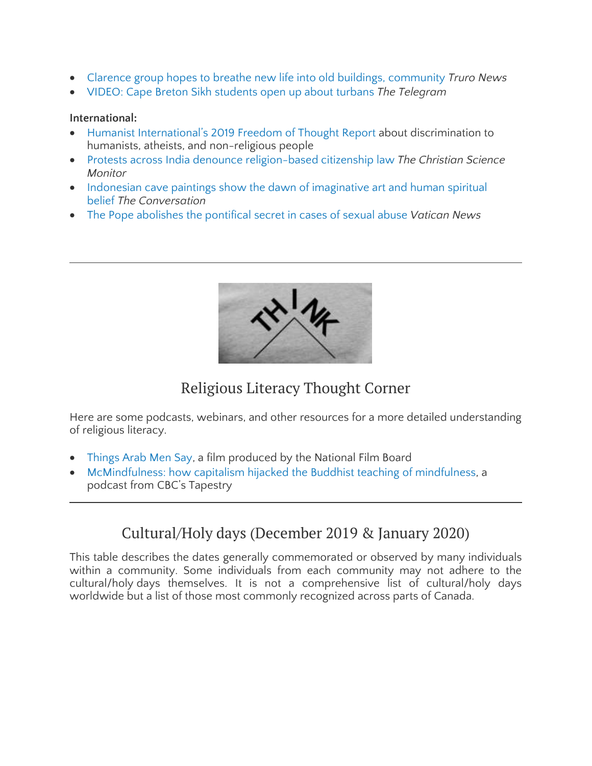- Clarence group hopes to breathe new life into old buildings, community *Truro News*
- VIDEO: Cape Breton Sikh students open up about turbans *The Telegram*

**International:**

- Humanist International's 2019 Freedom of Thought Report about discrimination to humanists, atheists, and non-religious people
- Protests across India denounce religion-based citizenship law *The Christian Science Monitor*
- Indonesian cave paintings show the dawn of imaginative art and human spiritual belief *The Conversation*
- The Pope abolishes the pontifical secret in cases of sexual abuse *Vatican News*

---

## Religious Literacy Thought Corner

Here are some podcasts, webinars, and other resources for a more detailed understanding of religious literacy.

- Things Arab Men Say, a film produced by the National Film Board
- McMindfulness: how capitalism hijacked the Buddhist teaching of mindfulness, a podcast from CBC's Tapestry

---

## Cultural/Holy days (December 2019 & January 2020)

This table describes the dates generally commemorated or observed by many individuals within a community. Some individuals from each community may not adhere to the cultural/holy days themselves. It is not a comprehensive list of cultural/holy days worldwide but a list of those most commonly recognized across parts of Canada.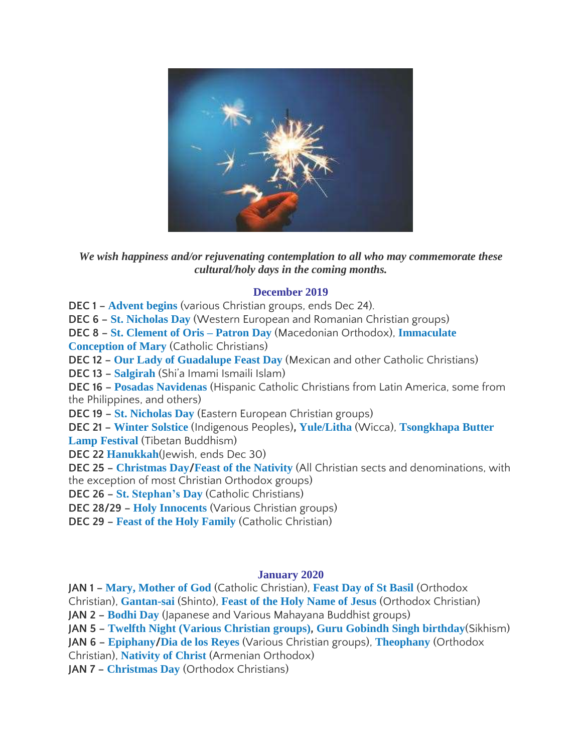*We wish happiness and/or rejuvenating contemplation to all who may commemorate these cultural/holy days in the coming months.*

## December 2019

**DEC 1 –** **Advent begins** (various Christian groups, ends Dec 24).
**DEC 6 –** **St. Nicholas Day** (Western European and Romanian Christian groups)
**DEC 8 –** **St. Clement of Oris – Patron Day** (Macedonian Orthodox), **Immaculate Conception of Mary** (Catholic Christians)
**DEC 12 –** **Our Lady of Guadalupe Feast Day** (Mexican and other Catholic Christians)
**DEC 13 –** **Salgirah** (Shi'a Imami Ismaili Islam)
**DEC 16 –** **Posadas Navidenas** (Hispanic Catholic Christians from Latin America, some from the Philippines, and others)
**DEC 19 –** **St. Nicholas Day** (Eastern European Christian groups)
**DEC 21 –** **Winter Solstice** (Indigenous Peoples)**,** **Yule/Litha** (Wicca), **Tsongkhapa Butter Lamp Festival** (Tibetan Buddhism)
**DEC 22** **Hanukkah**(Jewish, ends Dec 30)
**DEC 25 –** **Christmas Day/Feast of the Nativity** (All Christian sects and denominations, with the exception of most Christian Orthodox groups)
**DEC 26 –** **St. Stephan's Day** (Catholic Christians)
**DEC 28/29 –** **Holy Innocents** (Various Christian groups)
**DEC 29 –** **Feast of the Holy Family** (Catholic Christian)

## January 2020

**JAN 1 –** **Mary, Mother of God** (Catholic Christian), **Feast Day of St Basil** (Orthodox Christian), **Gantan-sai** (Shinto), **Feast of the Holy Name of Jesus** (Orthodox Christian)
**JAN 2 –** **Bodhi Day** (Japanese and Various Mahayana Buddhist groups)
**JAN 5 –** **Twelfth Night (Various Christian groups), Guru Gobindh Singh birthday**(Sikhism)
**JAN 6 –** **Epiphany/Dia de los Reyes** (Various Christian groups), **Theophany** (Orthodox Christian), **Nativity of Christ** (Armenian Orthodox)
**JAN 7 –** **Christmas Day** (Orthodox Christians)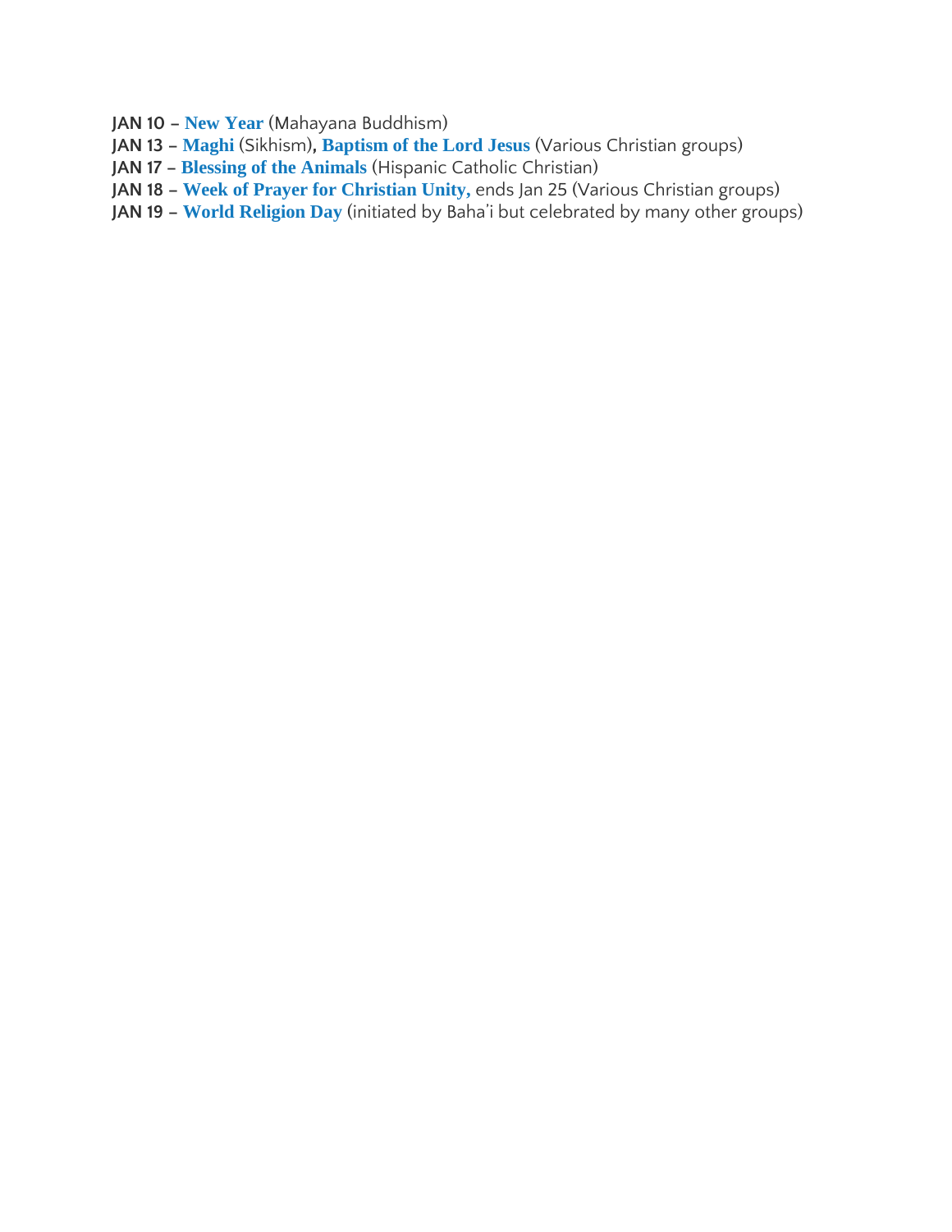**JAN 10 –** **New Year** (Mahayana Buddhism)
**JAN 13 –** **Maghi** (Sikhism)**,** **Baptism of the Lord Jesus** (Various Christian groups)
**JAN 17 –** **Blessing of the Animals** (Hispanic Catholic Christian)
**JAN 18 –** **Week of Prayer for Christian Unity,** ends Jan 25 (Various Christian groups)
**JAN 19 –** **World Religion Day** (initiated by Baha'i but celebrated by many other groups)